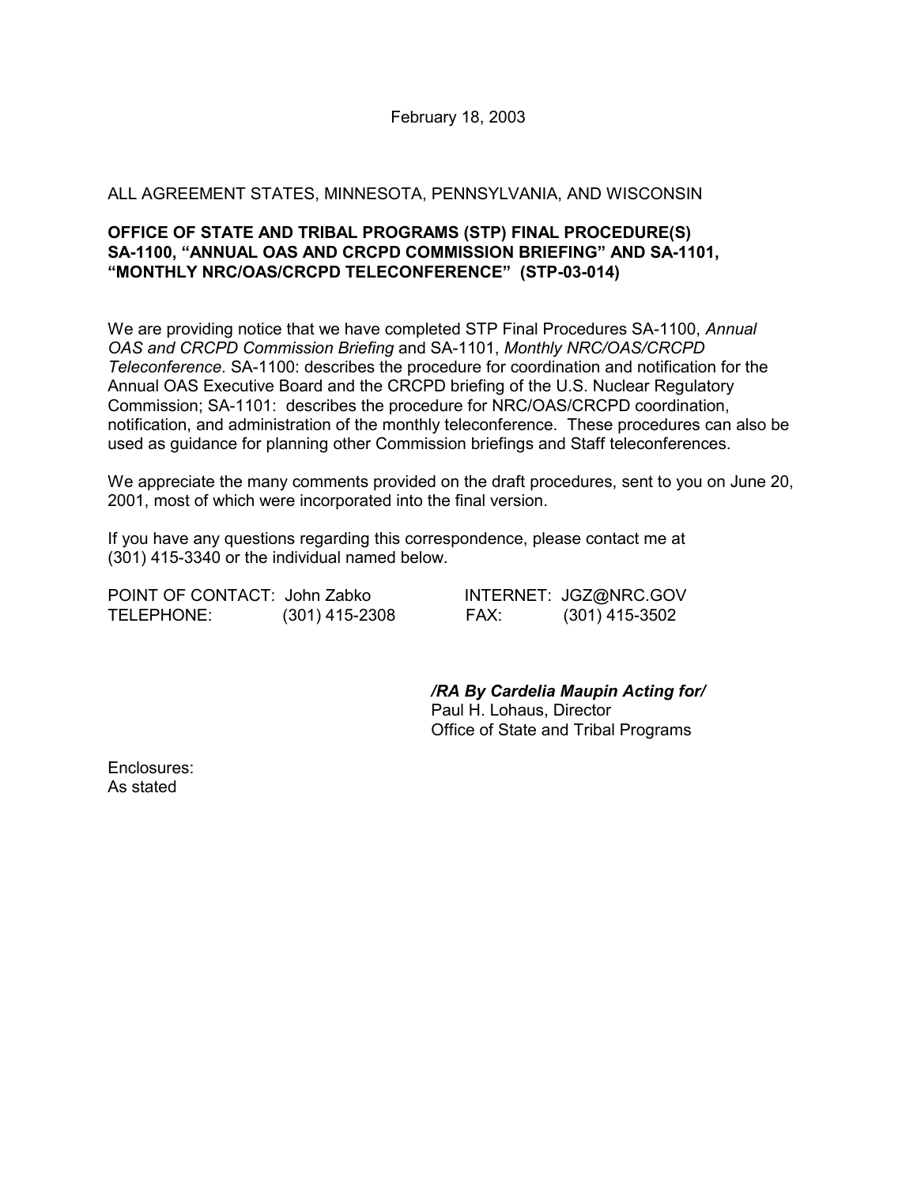February 18, 2003

ALL AGREEMENT STATES, MINNESOTA, PENNSYLVANIA, AND WISCONSIN

**OFFICE OF STATE AND TRIBAL PROGRAMS (STP) FINAL PROCEDURE(S) SA-1100, "ANNUAL OAS AND CRCPD COMMISSION BRIEFING" AND SA-1101, "MONTHLY NRC/OAS/CRCPD TELECONFERENCE" (STP-03-014)**

We are providing notice that we have completed STP Final Procedures SA-1100, *Annual OAS and CRCPD Commission Briefing* and SA-1101, *Monthly NRC/OAS/CRCPD Teleconference*. SA-1100: describes the procedure for coordination and notification for the Annual OAS Executive Board and the CRCPD briefing of the U.S. Nuclear Regulatory Commission; SA-1101: describes the procedure for NRC/OAS/CRCPD coordination, notification, and administration of the monthly teleconference. These procedures can also be used as guidance for planning other Commission briefings and Staff teleconferences.

We appreciate the many comments provided on the draft procedures, sent to you on June 20, 2001, most of which were incorporated into the final version.

If you have any questions regarding this correspondence, please contact me at (301) 415-3340 or the individual named below.

| | | | |
|---|---|---|---|
| POINT OF CONTACT: | John Zabko | INTERNET: | JGZ@NRC.GOV |
| TELEPHONE: | (301) 415-2308 | FAX: | (301) 415-3502 |

***/RA By Cardelia Maupin Acting for/***
Paul H. Lohaus, Director
Office of State and Tribal Programs

Enclosures:
As stated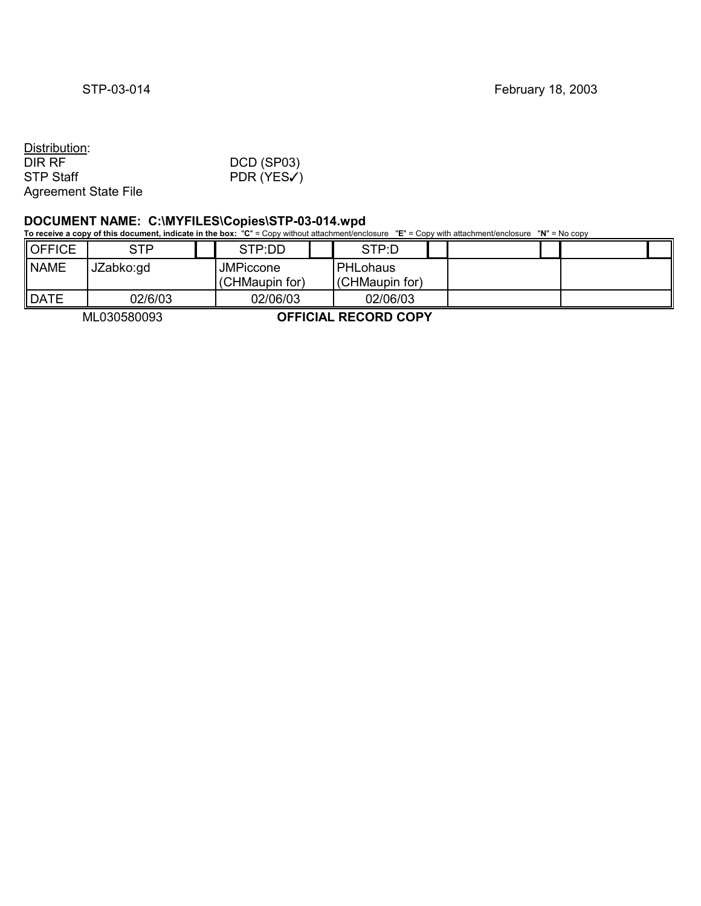STP-03-014 February 18, 2003

Distribution:

| | |
|---|---|
| DIR RF | DCD (SP03) |
| STP Staff | PDR (YES✓) |
| Agreement State File | |

**DOCUMENT NAME: C:\MYFILES\Copies\STP-03-014.wpd**

**To receive a copy of this document, indicate in the box:** "**C**" = Copy without attachment/enclosure "**E**" = Copy with attachment/enclosure "**N**" = No copy

| OFFICE | STP | | STP:DD | | STP:D | | | | | |
|---|---|---|---|---|---|---|---|---|---|---|
| NAME | JZabko:gd | | JMPiccone (CHMaupin for) | | PHLohaus (CHMaupin for) | | | | | |
| DATE | 02/6/03 | | 02/06/03 | | 02/06/03 | | | | | |

ML030580093 **OFFICIAL RECORD COPY**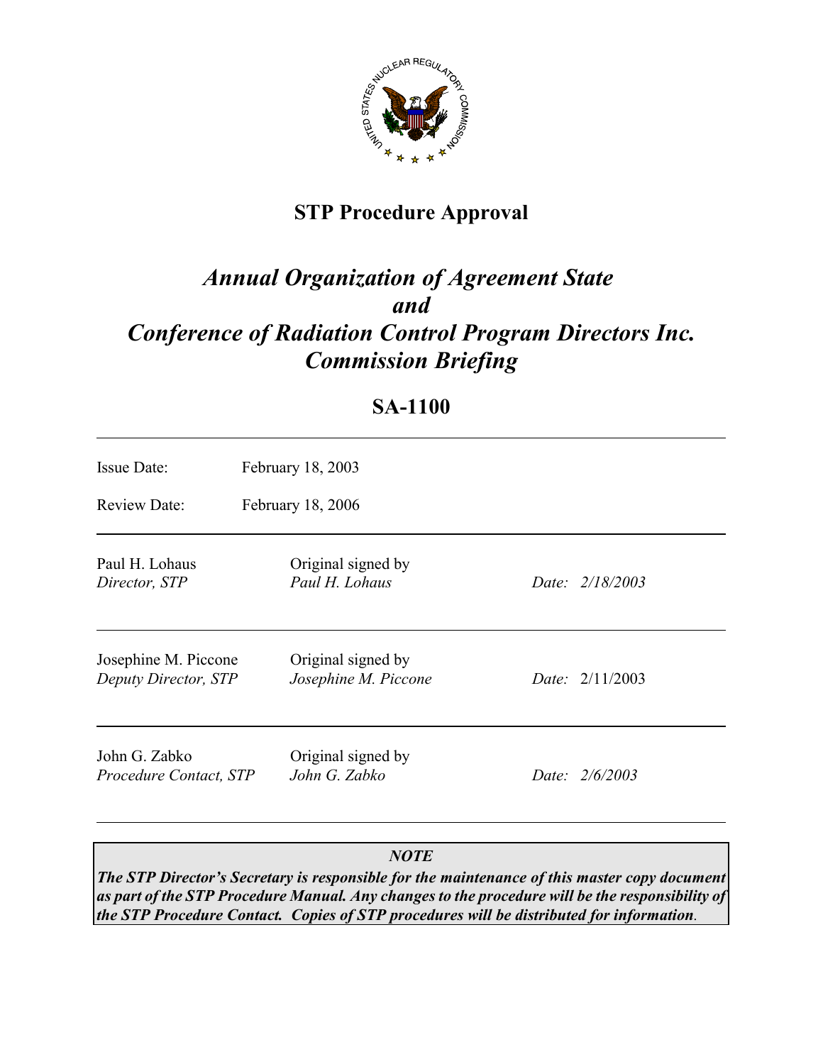# STP Procedure Approval

## *Annual Organization of Agreement State and Conference of Radiation Control Program Directors Inc. Commission Briefing*

## SA-1100

---

| | | |
|---|---|---|
| Issue Date: | February 18, 2003 | |
| Review Date: | February 18, 2006 | |

---

| | | |
|---|---|---|
| Paul H. Lohaus<br>*Director, STP* | Original signed by<br>*Paul H. Lohaus* | *Date: 2/18/2003* |
| Josephine M. Piccone<br>*Deputy Director, STP* | Original signed by<br>*Josephine M. Piccone* | *Date:* 2/11/2003 |
| John G. Zabko<br>*Procedure Contact, STP* | Original signed by<br>*John G. Zabko* | *Date: 2/6/2003* |

---

***NOTE***

***The STP Director's Secretary is responsible for the maintenance of this master copy document as part of the STP Procedure Manual. Any changes to the procedure will be the responsibility of the STP Procedure Contact. Copies of STP procedures will be distributed for information.***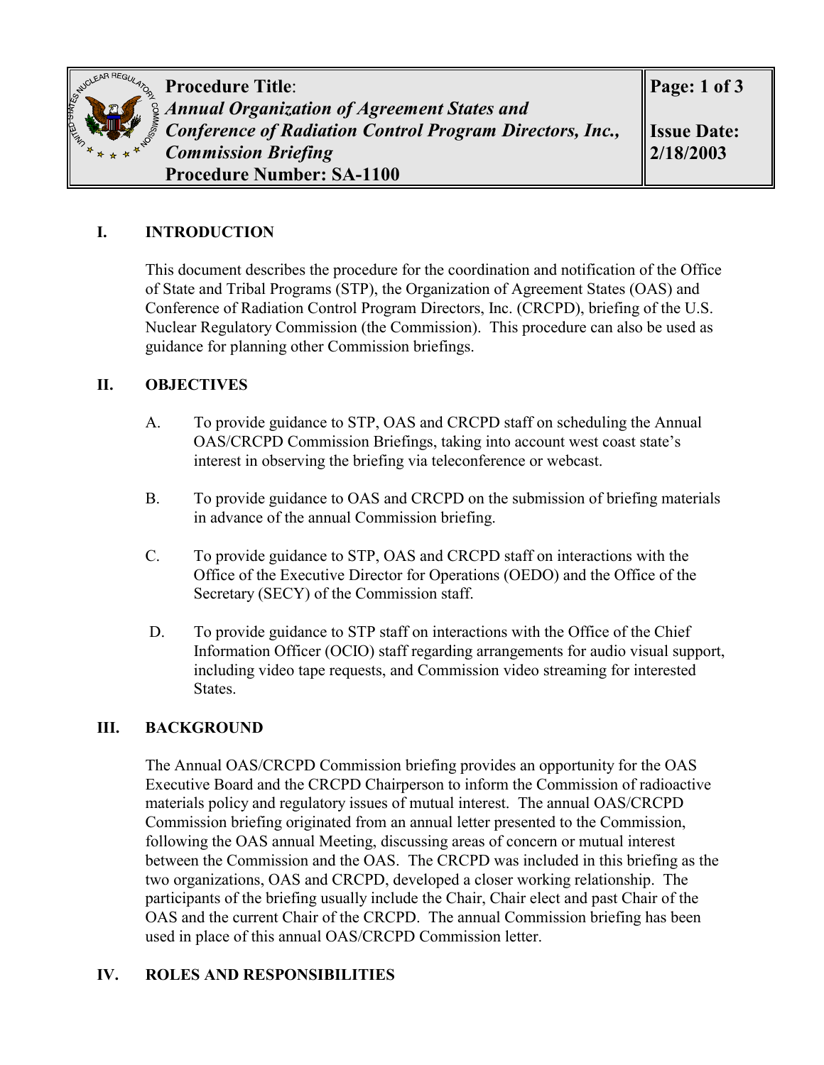**Procedure Title**:
***Annual Organization of Agreement States and Conference of Radiation Control Program Directors, Inc., Commission Briefing***
**Procedure Number: SA-1100**

**Issue Date: 2/18/2003**

## I. INTRODUCTION

This document describes the procedure for the coordination and notification of the Office of State and Tribal Programs (STP), the Organization of Agreement States (OAS) and Conference of Radiation Control Program Directors, Inc. (CRCPD), briefing of the U.S. Nuclear Regulatory Commission (the Commission). This procedure can also be used as guidance for planning other Commission briefings.

## II. OBJECTIVES

A. To provide guidance to STP, OAS and CRCPD staff on scheduling the Annual OAS/CRCPD Commission Briefings, taking into account west coast state's interest in observing the briefing via teleconference or webcast.

B. To provide guidance to OAS and CRCPD on the submission of briefing materials in advance of the annual Commission briefing.

C. To provide guidance to STP, OAS and CRCPD staff on interactions with the Office of the Executive Director for Operations (OEDO) and the Office of the Secretary (SECY) of the Commission staff.

D. To provide guidance to STP staff on interactions with the Office of the Chief Information Officer (OCIO) staff regarding arrangements for audio visual support, including video tape requests, and Commission video streaming for interested States.

## III. BACKGROUND

The Annual OAS/CRCPD Commission briefing provides an opportunity for the OAS Executive Board and the CRCPD Chairperson to inform the Commission of radioactive materials policy and regulatory issues of mutual interest. The annual OAS/CRCPD Commission briefing originated from an annual letter presented to the Commission, following the OAS annual Meeting, discussing areas of concern or mutual interest between the Commission and the OAS. The CRCPD was included in this briefing as the two organizations, OAS and CRCPD, developed a closer working relationship. The participants of the briefing usually include the Chair, Chair elect and past Chair of the OAS and the current Chair of the CRCPD. The annual Commission briefing has been used in place of this annual OAS/CRCPD Commission letter.

## IV. ROLES AND RESPONSIBILITIES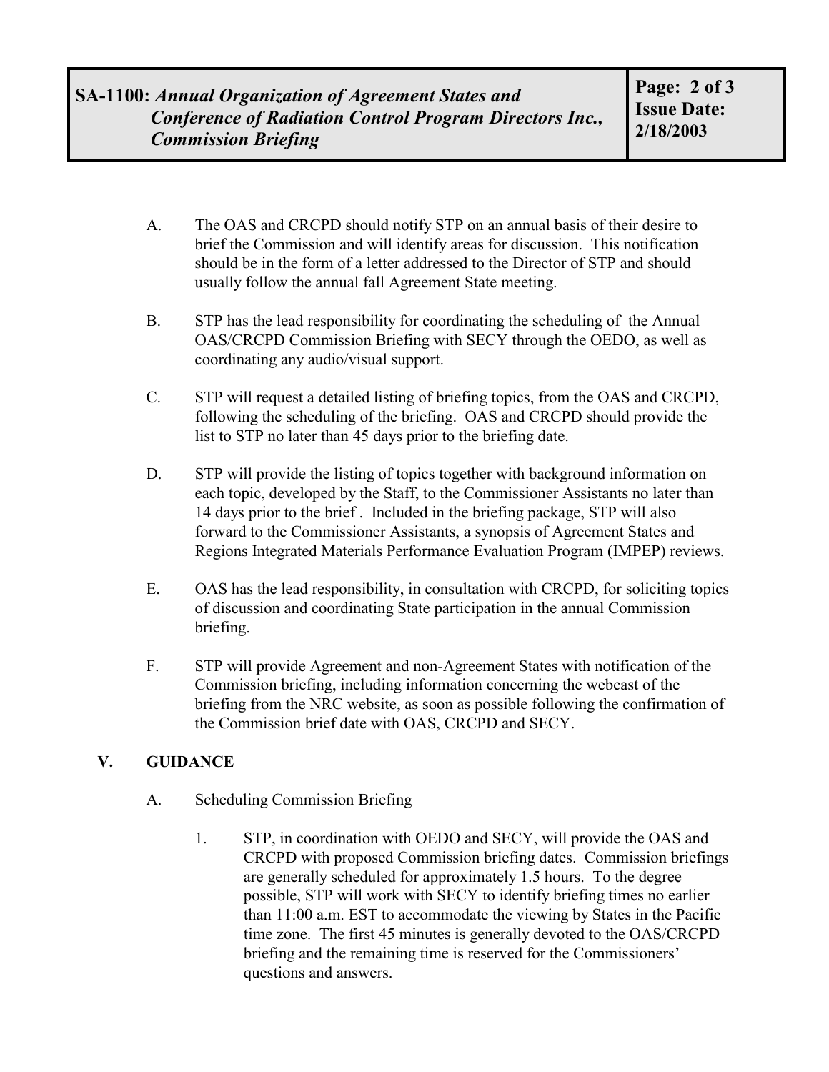A. The OAS and CRCPD should notify STP on an annual basis of their desire to brief the Commission and will identify areas for discussion. This notification should be in the form of a letter addressed to the Director of STP and should usually follow the annual fall Agreement State meeting.

B. STP has the lead responsibility for coordinating the scheduling of the Annual OAS/CRCPD Commission Briefing with SECY through the OEDO, as well as coordinating any audio/visual support.

C. STP will request a detailed listing of briefing topics, from the OAS and CRCPD, following the scheduling of the briefing. OAS and CRCPD should provide the list to STP no later than 45 days prior to the briefing date.

D. STP will provide the listing of topics together with background information on each topic, developed by the Staff, to the Commissioner Assistants no later than 14 days prior to the brief . Included in the briefing package, STP will also forward to the Commissioner Assistants, a synopsis of Agreement States and Regions Integrated Materials Performance Evaluation Program (IMPEP) reviews.

E. OAS has the lead responsibility, in consultation with CRCPD, for soliciting topics of discussion and coordinating State participation in the annual Commission briefing.

F. STP will provide Agreement and non-Agreement States with notification of the Commission briefing, including information concerning the webcast of the briefing from the NRC website, as soon as possible following the confirmation of the Commission brief date with OAS, CRCPD and SECY.

## V. GUIDANCE

A. Scheduling Commission Briefing

1. STP, in coordination with OEDO and SECY, will provide the OAS and CRCPD with proposed Commission briefing dates. Commission briefings are generally scheduled for approximately 1.5 hours. To the degree possible, STP will work with SECY to identify briefing times no earlier than 11:00 a.m. EST to accommodate the viewing by States in the Pacific time zone. The first 45 minutes is generally devoted to the OAS/CRCPD briefing and the remaining time is reserved for the Commissioners' questions and answers.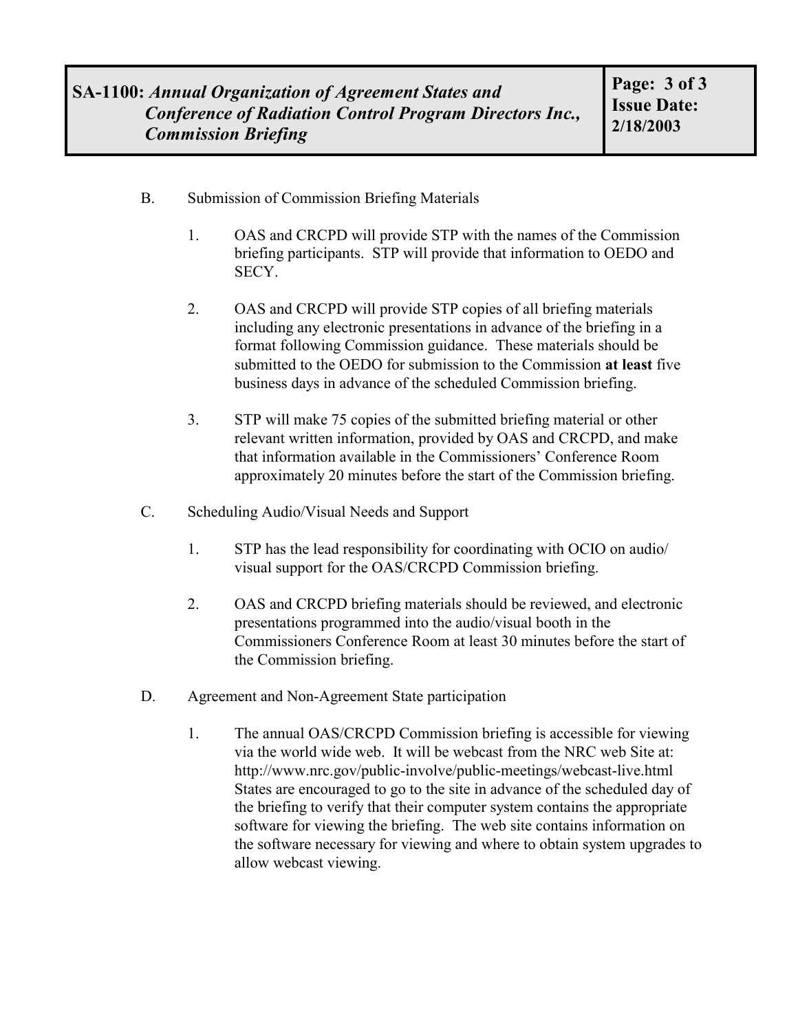B. Submission of Commission Briefing Materials

1. OAS and CRCPD will provide STP with the names of the Commission briefing participants. STP will provide that information to OEDO and SECY.

2. OAS and CRCPD will provide STP copies of all briefing materials including any electronic presentations in advance of the briefing in a format following Commission guidance. These materials should be submitted to the OEDO for submission to the Commission **at least** five business days in advance of the scheduled Commission briefing.

3. STP will make 75 copies of the submitted briefing material or other relevant written information, provided by OAS and CRCPD, and make that information available in the Commissioners' Conference Room approximately 20 minutes before the start of the Commission briefing.

C. Scheduling Audio/Visual Needs and Support

1. STP has the lead responsibility for coordinating with OCIO on audio/ visual support for the OAS/CRCPD Commission briefing.

2. OAS and CRCPD briefing materials should be reviewed, and electronic presentations programmed into the audio/visual booth in the Commissioners Conference Room at least 30 minutes before the start of the Commission briefing.

D. Agreement and Non-Agreement State participation

1. The annual OAS/CRCPD Commission briefing is accessible for viewing via the world wide web. It will be webcast from the NRC web Site at: http://www.nrc.gov/public-involve/public-meetings/webcast-live.html States are encouraged to go to the site in advance of the scheduled day of the briefing to verify that their computer system contains the appropriate software for viewing the briefing. The web site contains information on the software necessary for viewing and where to obtain system upgrades to allow webcast viewing.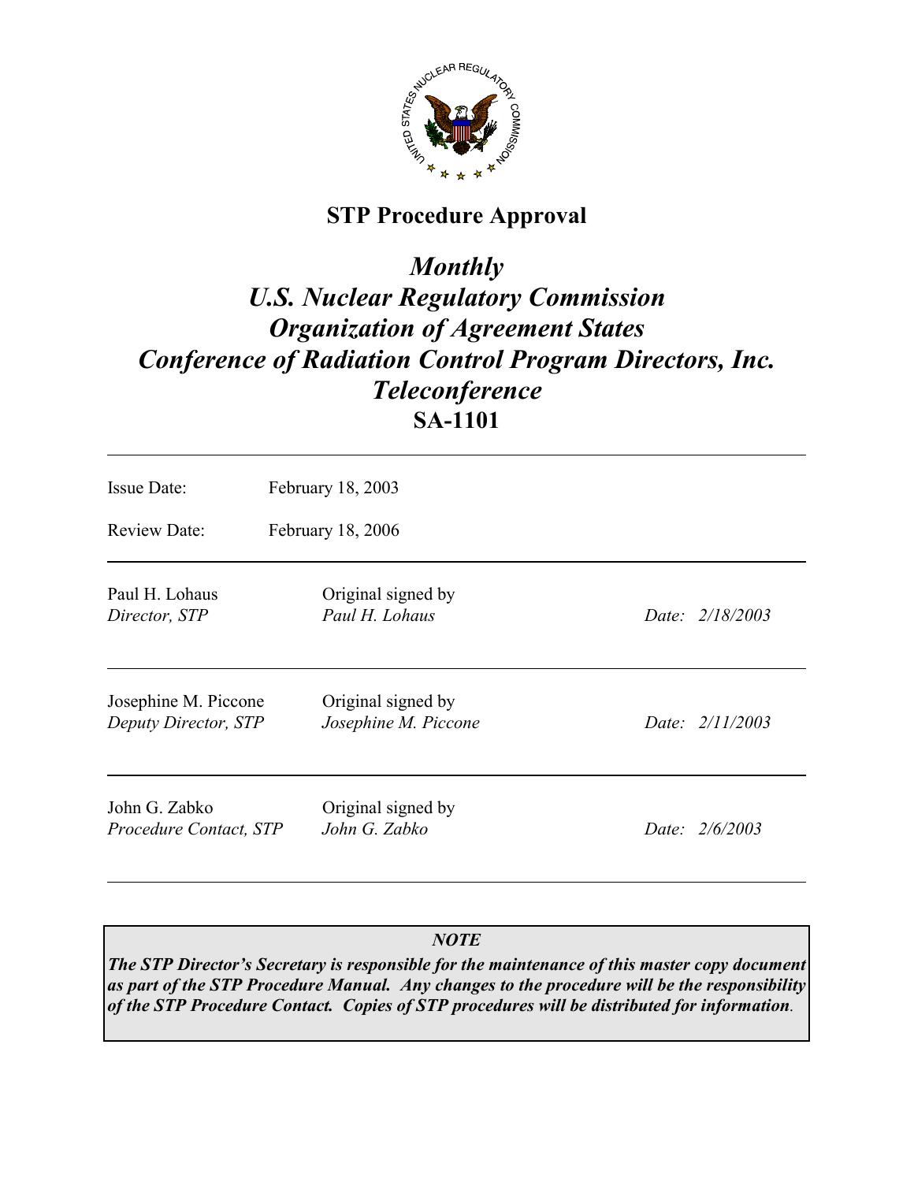# STP Procedure Approval

## *Monthly U.S. Nuclear Regulatory Commission Organization of Agreement States Conference of Radiation Control Program Directors, Inc. Teleconference*

## SA-1101

---

| | |
|---|---|
| Issue Date: | February 18, 2003 |
| Review Date: | February 18, 2006 |

---

| | | |
|---|---|---|
| Paul H. Lohaus<br>*Director, STP* | Original signed by<br>*Paul H. Lohaus* | *Date: 2/18/2003* |
| Josephine M. Piccone<br>*Deputy Director, STP* | Original signed by<br>*Josephine M. Piccone* | *Date: 2/11/2003* |
| John G. Zabko<br>*Procedure Contact, STP* | Original signed by<br>*John G. Zabko* | *Date: 2/6/2003* |

---

> ***NOTE***
>
> ***The STP Director's Secretary is responsible for the maintenance of this master copy document as part of the STP Procedure Manual. Any changes to the procedure will be the responsibility of the STP Procedure Contact. Copies of STP procedures will be distributed for information.***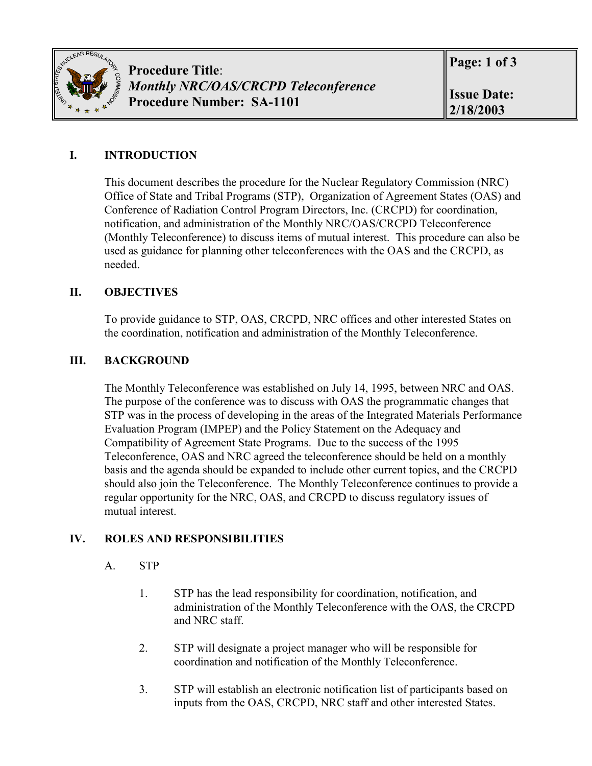**Procedure Title**:
*Monthly NRC/OAS/CRCPD Teleconference*
**Procedure Number: SA-1101**

**Issue Date: 2/18/2003**

## I. INTRODUCTION

This document describes the procedure for the Nuclear Regulatory Commission (NRC) Office of State and Tribal Programs (STP), Organization of Agreement States (OAS) and Conference of Radiation Control Program Directors, Inc. (CRCPD) for coordination, notification, and administration of the Monthly NRC/OAS/CRCPD Teleconference (Monthly Teleconference) to discuss items of mutual interest. This procedure can also be used as guidance for planning other teleconferences with the OAS and the CRCPD, as needed.

## II. OBJECTIVES

To provide guidance to STP, OAS, CRCPD, NRC offices and other interested States on the coordination, notification and administration of the Monthly Teleconference.

## III. BACKGROUND

The Monthly Teleconference was established on July 14, 1995, between NRC and OAS. The purpose of the conference was to discuss with OAS the programmatic changes that STP was in the process of developing in the areas of the Integrated Materials Performance Evaluation Program (IMPEP) and the Policy Statement on the Adequacy and Compatibility of Agreement State Programs. Due to the success of the 1995 Teleconference, OAS and NRC agreed the teleconference should be held on a monthly basis and the agenda should be expanded to include other current topics, and the CRCPD should also join the Teleconference. The Monthly Teleconference continues to provide a regular opportunity for the NRC, OAS, and CRCPD to discuss regulatory issues of mutual interest.

## IV. ROLES AND RESPONSIBILITIES

A. STP

1. STP has the lead responsibility for coordination, notification, and administration of the Monthly Teleconference with the OAS, the CRCPD and NRC staff.

2. STP will designate a project manager who will be responsible for coordination and notification of the Monthly Teleconference.

3. STP will establish an electronic notification list of participants based on inputs from the OAS, CRCPD, NRC staff and other interested States.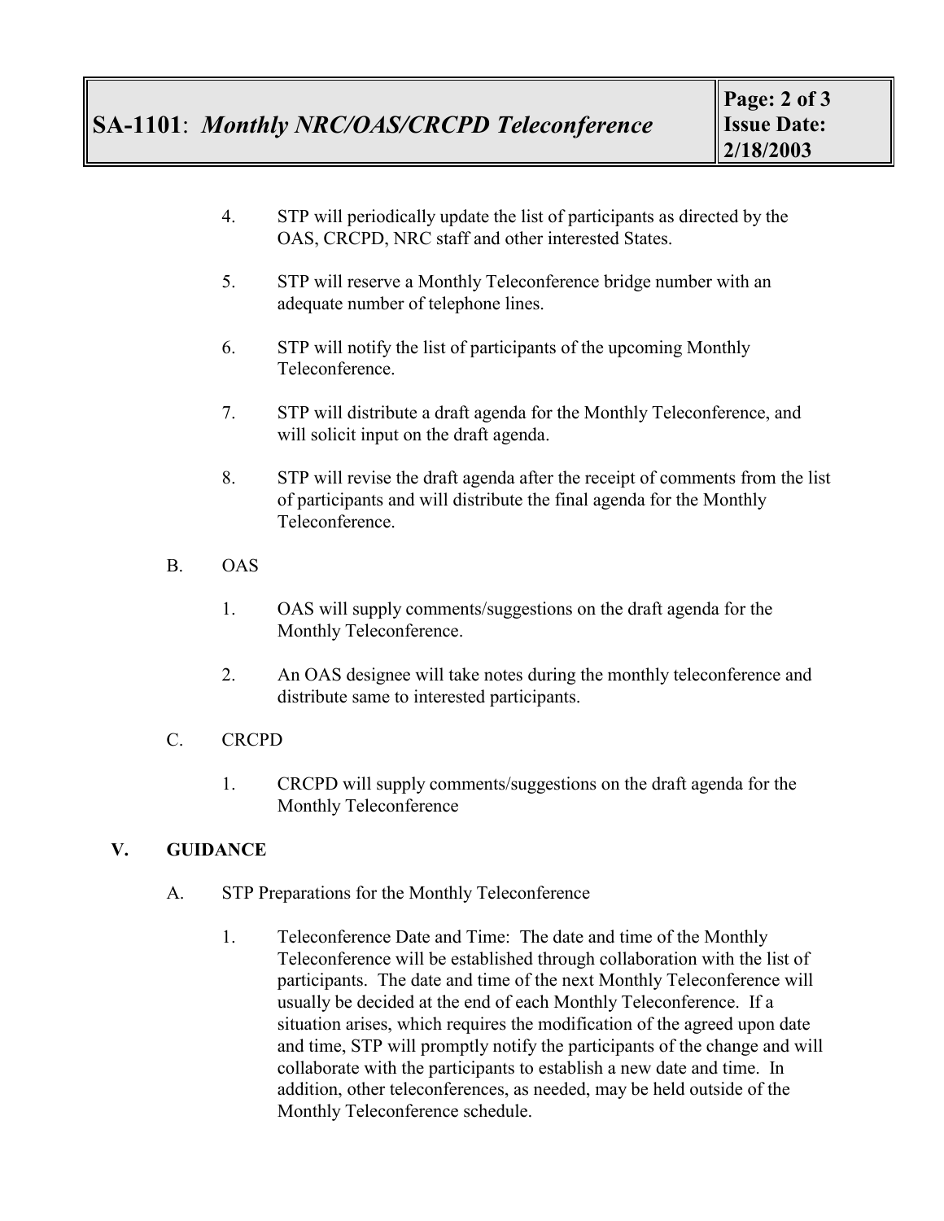4. STP will periodically update the list of participants as directed by the OAS, CRCPD, NRC staff and other interested States.

5. STP will reserve a Monthly Teleconference bridge number with an adequate number of telephone lines.

6. STP will notify the list of participants of the upcoming Monthly Teleconference.

7. STP will distribute a draft agenda for the Monthly Teleconference, and will solicit input on the draft agenda.

8. STP will revise the draft agenda after the receipt of comments from the list of participants and will distribute the final agenda for the Monthly Teleconference.

B. OAS

1. OAS will supply comments/suggestions on the draft agenda for the Monthly Teleconference.

2. An OAS designee will take notes during the monthly teleconference and distribute same to interested participants.

C. CRCPD

1. CRCPD will supply comments/suggestions on the draft agenda for the Monthly Teleconference

## V. GUIDANCE

A. STP Preparations for the Monthly Teleconference

1. Teleconference Date and Time: The date and time of the Monthly Teleconference will be established through collaboration with the list of participants. The date and time of the next Monthly Teleconference will usually be decided at the end of each Monthly Teleconference. If a situation arises, which requires the modification of the agreed upon date and time, STP will promptly notify the participants of the change and will collaborate with the participants to establish a new date and time. In addition, other teleconferences, as needed, may be held outside of the Monthly Teleconference schedule.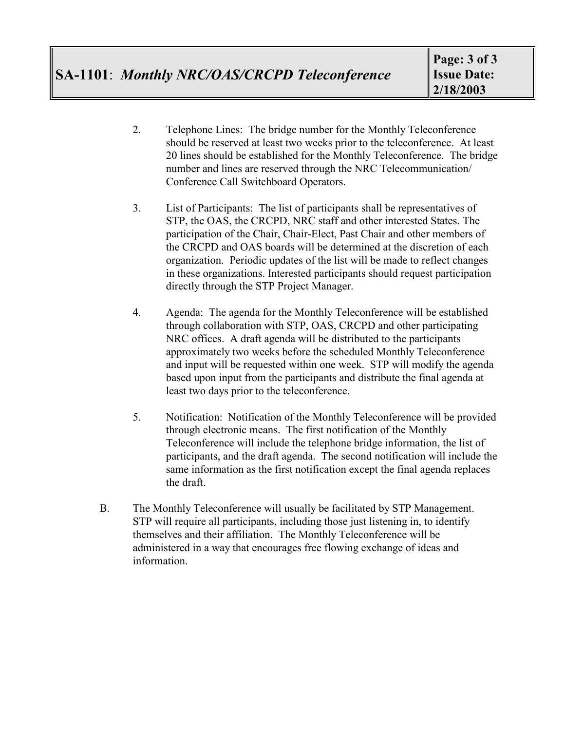2. Telephone Lines: The bridge number for the Monthly Teleconference should be reserved at least two weeks prior to the teleconference. At least 20 lines should be established for the Monthly Teleconference. The bridge number and lines are reserved through the NRC Telecommunication/ Conference Call Switchboard Operators.

3. List of Participants: The list of participants shall be representatives of STP, the OAS, the CRCPD, NRC staff and other interested States. The participation of the Chair, Chair-Elect, Past Chair and other members of the CRCPD and OAS boards will be determined at the discretion of each organization. Periodic updates of the list will be made to reflect changes in these organizations. Interested participants should request participation directly through the STP Project Manager.

4. Agenda: The agenda for the Monthly Teleconference will be established through collaboration with STP, OAS, CRCPD and other participating NRC offices. A draft agenda will be distributed to the participants approximately two weeks before the scheduled Monthly Teleconference and input will be requested within one week. STP will modify the agenda based upon input from the participants and distribute the final agenda at least two days prior to the teleconference.

5. Notification: Notification of the Monthly Teleconference will be provided through electronic means. The first notification of the Monthly Teleconference will include the telephone bridge information, the list of participants, and the draft agenda. The second notification will include the same information as the first notification except the final agenda replaces the draft.

B. The Monthly Teleconference will usually be facilitated by STP Management. STP will require all participants, including those just listening in, to identify themselves and their affiliation. The Monthly Teleconference will be administered in a way that encourages free flowing exchange of ideas and information.